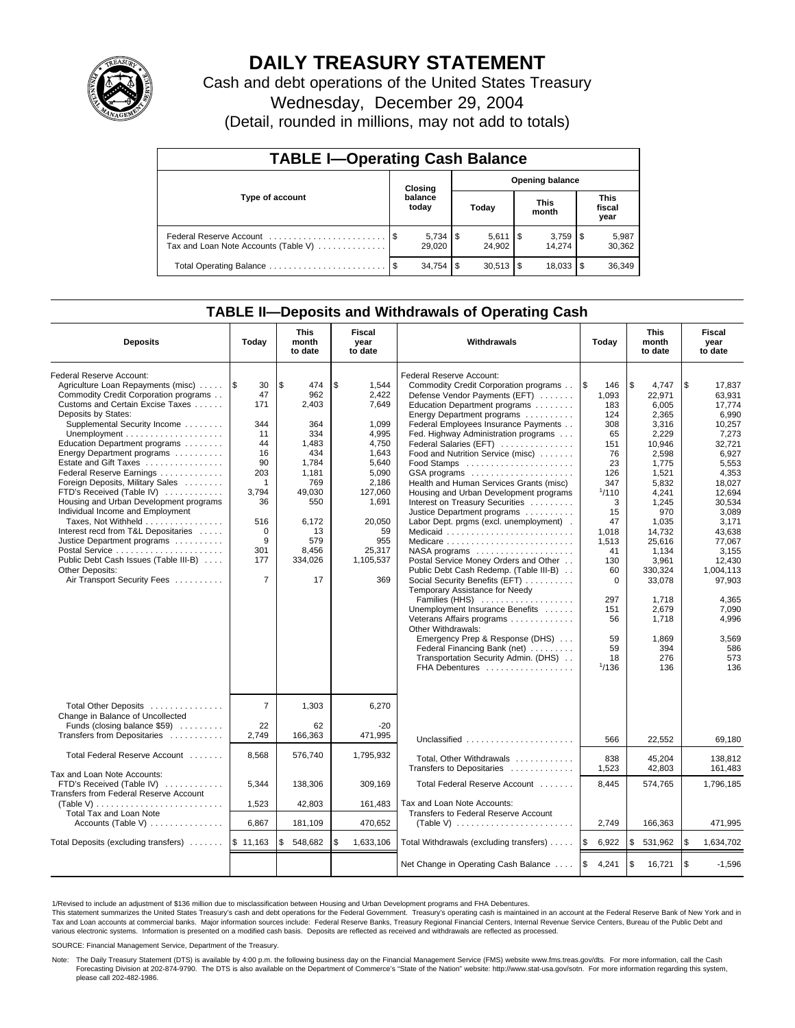# DAILY TREASURY STATEMENT

Cash and debt operations of the United States Treasury

Wednesday, December 29, 2004

(Detail, rounded in millions, may not add to totals)

## TABLE I—Operating Cash Balance

| Type of account | Closing balance today | Opening balance Today | Opening balance This month | Opening balance This fiscal year |
|---|---|---|---|---|
| Federal Reserve Account | $ 5,734 | $ 5,611 | $ 3,759 | $ 5,987 |
| Tax and Loan Note Accounts (Table V) | 29,020 | 24,902 | 14,274 | 30,362 |
| Total Operating Balance | $ 34,754 | $ 30,513 | $ 18,033 | $ 36,349 |

## TABLE II—Deposits and Withdrawals of Operating Cash

| Deposits | Today | This month to date | Fiscal year to date | Withdrawals | Today | This month to date | Fiscal year to date |
|---|---|---|---|---|---|---|---|
| Federal Reserve Account: | | | | Federal Reserve Account: | | | |
| Agriculture Loan Repayments (misc) | $ 30 | $ 474 | $ 1,544 | Commodity Credit Corporation programs | $ 146 | $ 4,747 | $ 17,837 |
| Commodity Credit Corporation programs | 47 | 962 | 2,422 | Defense Vendor Payments (EFT) | 1,093 | 22,971 | 63,931 |
| Customs and Certain Excise Taxes | 171 | 2,403 | 7,649 | Education Department programs | 183 | 6,005 | 17,774 |
| Deposits by States: | | | | Energy Department programs | 124 | 2,365 | 6,990 |
| Supplemental Security Income | 344 | 364 | 1,099 | Federal Employees Insurance Payments | 308 | 3,316 | 10,257 |
| Unemployment | 11 | 334 | 4,995 | Fed. Highway Administration programs | 65 | 2,229 | 7,273 |
| Education Department programs | 44 | 1,483 | 4,750 | Federal Salaries (EFT) | 151 | 10,946 | 32,721 |
| Energy Department programs | 16 | 434 | 1,643 | Food and Nutrition Service (misc) | 76 | 2,598 | 6,927 |
| Estate and Gift Taxes | 90 | 1,784 | 5,640 | Food Stamps | 23 | 1,775 | 5,553 |
| Federal Reserve Earnings | 203 | 1,181 | 5,090 | GSA programs | 126 | 1,521 | 4,353 |
| Foreign Deposits, Military Sales | 1 | 769 | 2,186 | Health and Human Services Grants (misc) | 347 | 5,832 | 18,027 |
| FTD's Received (Table IV) | 3,794 | 49,030 | 127,060 | Housing and Urban Development programs | [1]110 | 4,241 | 12,694 |
| Housing and Urban Development programs | 36 | 550 | 1,691 | Interest on Treasury Securities | 3 | 1,245 | 30,534 |
| Individual Income and Employment | | | | Justice Department programs | 15 | 970 | 3,089 |
| Taxes, Not Withheld | 516 | 6,172 | 20,050 | Labor Dept. prgms (excl. unemployment) | 47 | 1,035 | 3,171 |
| Interest recd from T&L Depositaries | 0 | 13 | 59 | Medicaid | 1,018 | 14,732 | 43,638 |
| Justice Department programs | 9 | 579 | 955 | Medicare | 1,513 | 25,616 | 77,067 |
| Postal Service | 301 | 8,456 | 25,317 | NASA programs | 41 | 1,134 | 3,155 |
| Public Debt Cash Issues (Table III-B) | 177 | 334,026 | 1,105,537 | Postal Service Money Orders and Other | 130 | 3,961 | 12,430 |
| Other Deposits: | | | | Public Debt Cash Redemp. (Table III-B) | 60 | 330,324 | 1,004,113 |
| Air Transport Security Fees | 7 | 17 | 369 | Social Security Benefits (EFT) | 0 | 33,078 | 97,903 |
| | | | | Temporary Assistance for Needy Families (HHS) | 297 | 1,718 | 4,365 |
| | | | | Unemployment Insurance Benefits | 151 | 2,679 | 7,090 |
| | | | | Veterans Affairs programs | 56 | 1,718 | 4,996 |
| | | | | Other Withdrawals: | | | |
| | | | | Emergency Prep & Response (DHS) | 59 | 1,869 | 3,569 |
| | | | | Federal Financing Bank (net) | 59 | 394 | 586 |
| | | | | Transportation Security Admin. (DHS) | 18 | 276 | 573 |
| | | | | FHA Debentures | [1]136 | 136 | 136 |
| Total Other Deposits | 7 | 1,303 | 6,270 | | | | |
| Change in Balance of Uncollected Funds (closing balance $59) | 22 | 62 | -20 | | | | |
| Transfers from Depositaries | 2,749 | 166,363 | 471,995 | Unclassified | 566 | 22,552 | 69,180 |
| Total Federal Reserve Account | 8,568 | 576,740 | 1,795,932 | Total, Other Withdrawals | 838 | 45,204 | 138,812 |
| | | | | Transfers to Depositaries | 1,523 | 42,803 | 161,483 |
| Tax and Loan Note Accounts: | | | | Total Federal Reserve Account | 8,445 | 574,765 | 1,796,185 |
| FTD's Received (Table IV) | 5,344 | 138,306 | 309,169 | | | | |
| Transfers from Federal Reserve Account (Table V) | 1,523 | 42,803 | 161,483 | Tax and Loan Note Accounts: | | | |
| Total Tax and Loan Note Accounts (Table V) | 6,867 | 181,109 | 470,652 | Transfers to Federal Reserve Account (Table V) | 2,749 | 166,363 | 471,995 |
| Total Deposits (excluding transfers) | $ 11,163 | $ 548,682 | $ 1,633,106 | Total Withdrawals (excluding transfers) | $ 6,922 | $ 531,962 | $ 1,634,702 |
| | | | | Net Change in Operating Cash Balance | $ 4,241 | $ 16,721 | $ -1,596 |

1/Revised to include an adjustment of $136 million due to misclassification between Housing and Urban Development programs and FHA Debentures.

This statement summarizes the United States Treasury's cash and debt operations for the Federal Government. Treasury's operating cash is maintained in an account at the Federal Reserve Bank of New York and in Tax and Loan accounts at commercial banks. Major information sources include: Federal Reserve Banks, Treasury Regional Financial Centers, Internal Revenue Service Centers, Bureau of the Public Debt and various electronic systems. Information is presented on a modified cash basis. Deposits are reflected as received and withdrawals are reflected as processed.

SOURCE: Financial Management Service, Department of the Treasury.

Note: The Daily Treasury Statement (DTS) is available by 4:00 p.m. the following business day on the Financial Management Service (FMS) website www.fms.treas.gov/dts. For more information, call the Cash Forecasting Division at 202-874-9790. The DTS is also available on the Department of Commerce's "State of the Nation" website: http://www.stat-usa.gov/sotn. For more information regarding this system, please call 202-482-1986.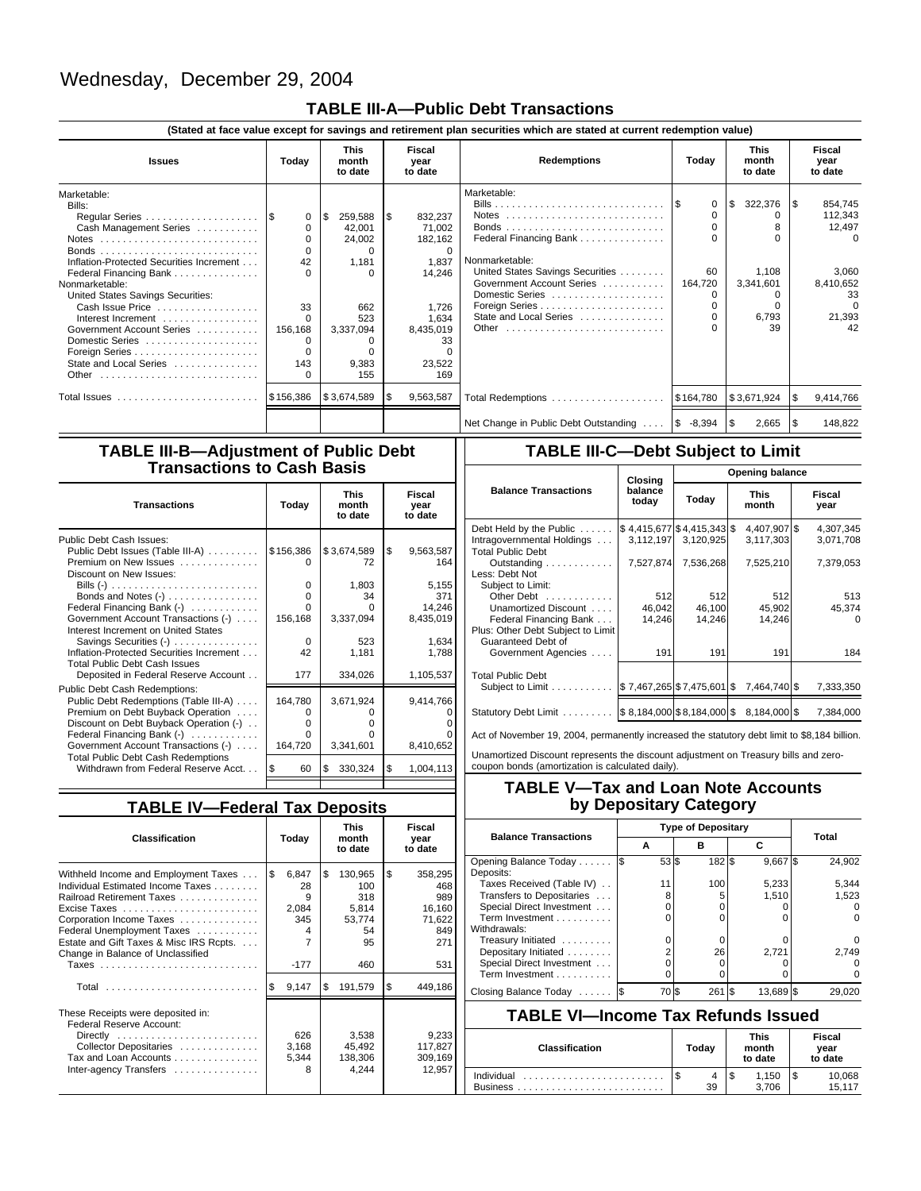Wednesday, December 29, 2004

## TABLE III-A—Public Debt Transactions

(Stated at face value except for savings and retirement plan securities which are stated at current redemption value)

| Issues | Today | This month to date | Fiscal year to date |
|---|---|---|---|
| Marketable: | | | |
| Bills: | | | |
| Regular Series | $ 0 | $ 259,588 | $ 832,237 |
| Cash Management Series | 0 | 42,001 | 71,002 |
| Notes | 0 | 24,002 | 182,162 |
| Bonds | 0 | 0 | 0 |
| Inflation-Protected Securities Increment | 42 | 1,181 | 1,837 |
| Federal Financing Bank | 0 | 0 | 14,246 |
| Nonmarketable: | | | |
| United States Savings Securities: | | | |
| Cash Issue Price | 33 | 662 | 1,726 |
| Interest Increment | 0 | 523 | 1,634 |
| Government Account Series | 156,168 | 3,337,094 | 8,435,019 |
| Domestic Series | 0 | 0 | 33 |
| Foreign Series | 0 | 0 | 0 |
| State and Local Series | 143 | 9,383 | 23,522 |
| Other | 0 | 155 | 169 |
| Total Issues | $156,386 | $3,674,589 | $ 9,563,587 |

| Redemptions | Today | This month to date | Fiscal year to date |
|---|---|---|---|
| Marketable: | | | |
| Bills | $ 0 | $ 322,376 | $ 854,745 |
| Notes | 0 | 0 | 112,343 |
| Bonds | 0 | 8 | 12,497 |
| Federal Financing Bank | 0 | 0 | 0 |
| Nonmarketable: | | | |
| United States Savings Securities | 60 | 1,108 | 3,060 |
| Government Account Series | 164,720 | 3,341,601 | 8,410,652 |
| Domestic Series | 0 | 0 | 33 |
| Foreign Series | 0 | 0 | 0 |
| State and Local Series | 0 | 6,793 | 21,393 |
| Other | 0 | 39 | 42 |
| Total Redemptions | $164,780 | $3,671,924 | $ 9,414,766 |
| Net Change in Public Debt Outstanding | $ -8,394 | $ 2,665 | $ 148,822 |

## TABLE III-B—Adjustment of Public Debt Transactions to Cash Basis

| Transactions | Today | This month to date | Fiscal year to date |
|---|---|---|---|
| Public Debt Cash Issues: | | | |
| Public Debt Issues (Table III-A) | $156,386 | $3,674,589 | $ 9,563,587 |
| Premium on New Issues | 0 | 72 | 164 |
| Discount on New Issues: | | | |
| Bills (-) | 0 | 1,803 | 5,155 |
| Bonds and Notes (-) | 0 | 34 | 371 |
| Federal Financing Bank (-) | 0 | 0 | 14,246 |
| Government Account Transactions (-) | 156,168 | 3,337,094 | 8,435,019 |
| Interest Increment on United States Savings Securities (-) | 0 | 523 | 1,634 |
| Inflation-Protected Securities Increment | 42 | 1,181 | 1,788 |
| Total Public Debt Cash Issues Deposited in Federal Reserve Account | 177 | 334,026 | 1,105,537 |
| Public Debt Cash Redemptions: | | | |
| Public Debt Redemptions (Table III-A) | 164,780 | 3,671,924 | 9,414,766 |
| Premium on Debt Buyback Operation | 0 | 0 | 0 |
| Discount on Debt Buyback Operation (-) | 0 | 0 | 0 |
| Federal Financing Bank (-) | 0 | 0 | 0 |
| Government Account Transactions (-) | 164,720 | 3,341,601 | 8,410,652 |
| Total Public Debt Cash Redemptions Withdrawn from Federal Reserve Acct. | $ 60 | $ 330,324 | $ 1,004,113 |

## TABLE III-C—Debt Subject to Limit

| Balance Transactions | Closing balance today | Opening balance Today | Opening balance This month | Opening balance Fiscal year |
|---|---|---|---|---|
| Debt Held by the Public | $ 4,415,677 | $ 4,415,343 | $ 4,407,907 | $ 4,307,345 |
| Intragovernmental Holdings | 3,112,197 | 3,120,925 | 3,117,303 | 3,071,708 |
| Total Public Debt Outstanding | 7,527,874 | 7,536,268 | 7,525,210 | 7,379,053 |
| Less: Debt Not Subject to Limit: | | | | |
| Other Debt | 512 | 512 | 512 | 513 |
| Unamortized Discount | 46,042 | 46,100 | 45,902 | 45,374 |
| Federal Financing Bank | 14,246 | 14,246 | 14,246 | 0 |
| Plus: Other Debt Subject to Limit Guaranteed Debt of Government Agencies | 191 | 191 | 191 | 184 |
| Total Public Debt Subject to Limit | $ 7,467,265 | $ 7,475,601 | $ 7,464,740 | $ 7,333,350 |
| Statutory Debt Limit | $ 8,184,000 | $ 8,184,000 | $ 8,184,000 | $ 7,384,000 |

Act of November 19, 2004, permanently increased the statutory debt limit to $8,184 billion.

Unamortized Discount represents the discount adjustment on Treasury bills and zero-coupon bonds (amortization is calculated daily).

## TABLE IV—Federal Tax Deposits

| Classification | Today | This month to date | Fiscal year to date |
|---|---|---|---|
| Withheld Income and Employment Taxes | $ 6,847 | $ 130,965 | $ 358,295 |
| Individual Estimated Income Taxes | 28 | 100 | 468 |
| Railroad Retirement Taxes | 9 | 318 | 989 |
| Excise Taxes | 2,084 | 5,814 | 16,160 |
| Corporation Income Taxes | 345 | 53,774 | 71,622 |
| Federal Unemployment Taxes | 4 | 54 | 849 |
| Estate and Gift Taxes & Misc IRS Rcpts. | 7 | 95 | 271 |
| Change in Balance of Unclassified Taxes | -177 | 460 | 531 |
| Total | $ 9,147 | $ 191,579 | $ 449,186 |
| These Receipts were deposited in: | | | |
| Federal Reserve Account: | | | |
| Directly | 626 | 3,538 | 9,233 |
| Collector Depositaries | 3,168 | 45,492 | 117,827 |
| Tax and Loan Accounts | 5,344 | 138,306 | 309,169 |
| Inter-agency Transfers | 8 | 4,244 | 12,957 |

## TABLE V—Tax and Loan Note Accounts by Depositary Category

| Balance Transactions | Type of Depositary A | B | C | Total |
|---|---|---|---|---|
| Opening Balance Today | $ 53 | $ 182 | $ 9,667 | $ 24,902 |
| Deposits: | | | | |
| Taxes Received (Table IV) | 11 | 100 | 5,233 | 5,344 |
| Transfers to Depositaries | 8 | 5 | 1,510 | 1,523 |
| Special Direct Investment | 0 | 0 | 0 | 0 |
| Term Investment | 0 | 0 | 0 | 0 |
| Withdrawals: | | | | |
| Treasury Initiated | 0 | 0 | 0 | 0 |
| Depositary Initiated | 2 | 26 | 2,721 | 2,749 |
| Special Direct Investment | 0 | 0 | 0 | 0 |
| Term Investment | 0 | 0 | 0 | 0 |
| Closing Balance Today | $ 70 | $ 261 | $ 13,689 | $ 29,020 |

## TABLE VI—Income Tax Refunds Issued

| Classification | Today | This month to date | Fiscal year to date |
|---|---|---|---|
| Individual | $ 4 | $ 1,150 | $ 10,068 |
| Business | 39 | 3,706 | 15,117 |